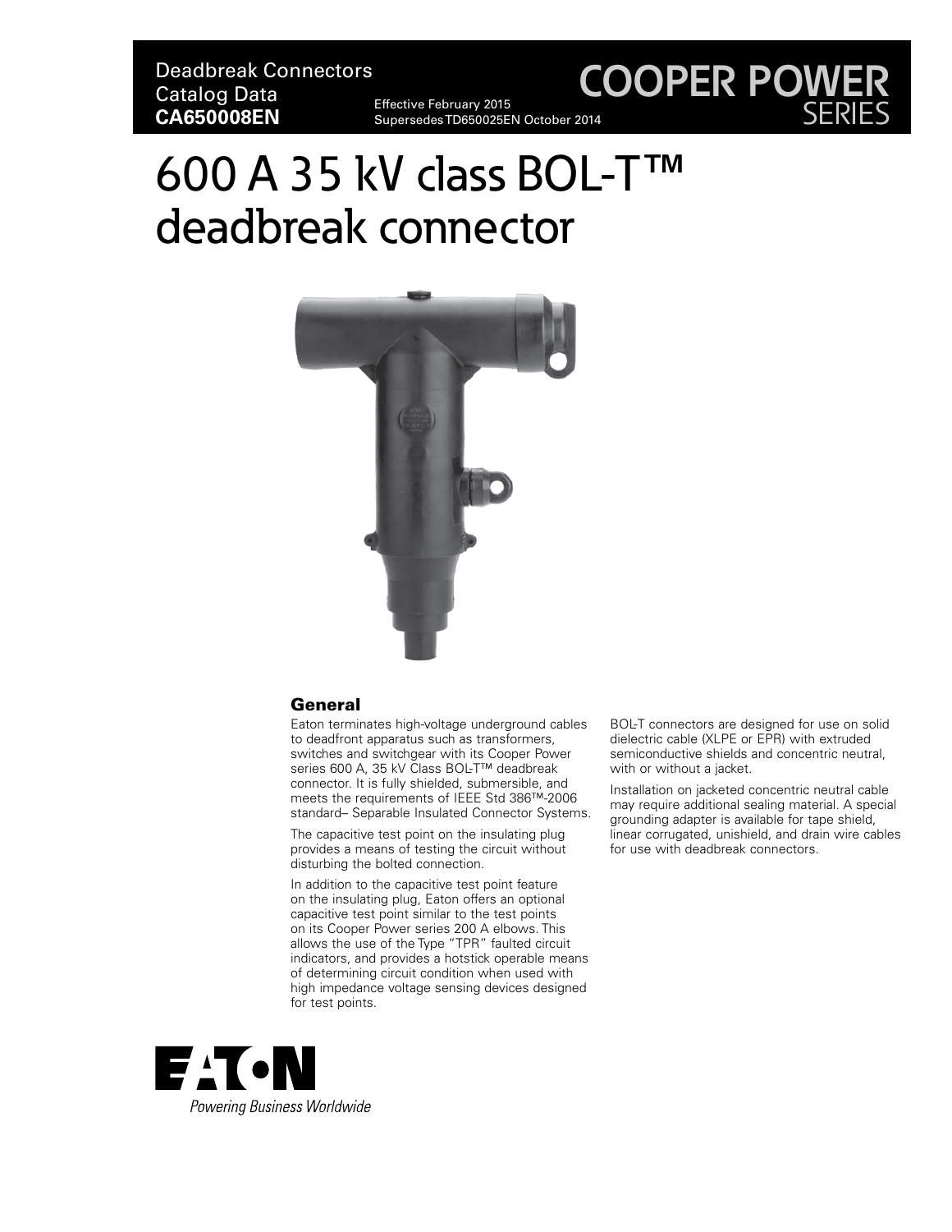Deadbreak Connectors
Catalog Data
**CA650008EN**

Effective February 2015
Supersedes TD650025EN October 2014

COOPER POWER SERIES

# 600 A 35 kV class BOL-T™ deadbreak connector

## General

Eaton terminates high-voltage underground cables to deadfront apparatus such as transformers, switches and switchgear with its Cooper Power series 600 A, 35 kV Class BOL-T™ deadbreak connector. It is fully shielded, submersible, and meets the requirements of IEEE Std 386™-2006 standard– Separable Insulated Connector Systems.

The capacitive test point on the insulating plug provides a means of testing the circuit without disturbing the bolted connection.

In addition to the capacitive test point feature on the insulating plug, Eaton offers an optional capacitive test point similar to the test points on its Cooper Power series 200 A elbows. This allows the use of the Type "TPR" faulted circuit indicators, and provides a hotstick operable means of determining circuit condition when used with high impedance voltage sensing devices designed for test points.

BOL-T connectors are designed for use on solid dielectric cable (XLPE or EPR) with extruded semiconductive shields and concentric neutral, with or without a jacket.

Installation on jacketed concentric neutral cable may require additional sealing material. A special grounding adapter is available for tape shield, linear corrugated, unishield, and drain wire cables for use with deadbreak connectors.

EATON
*Powering Business Worldwide*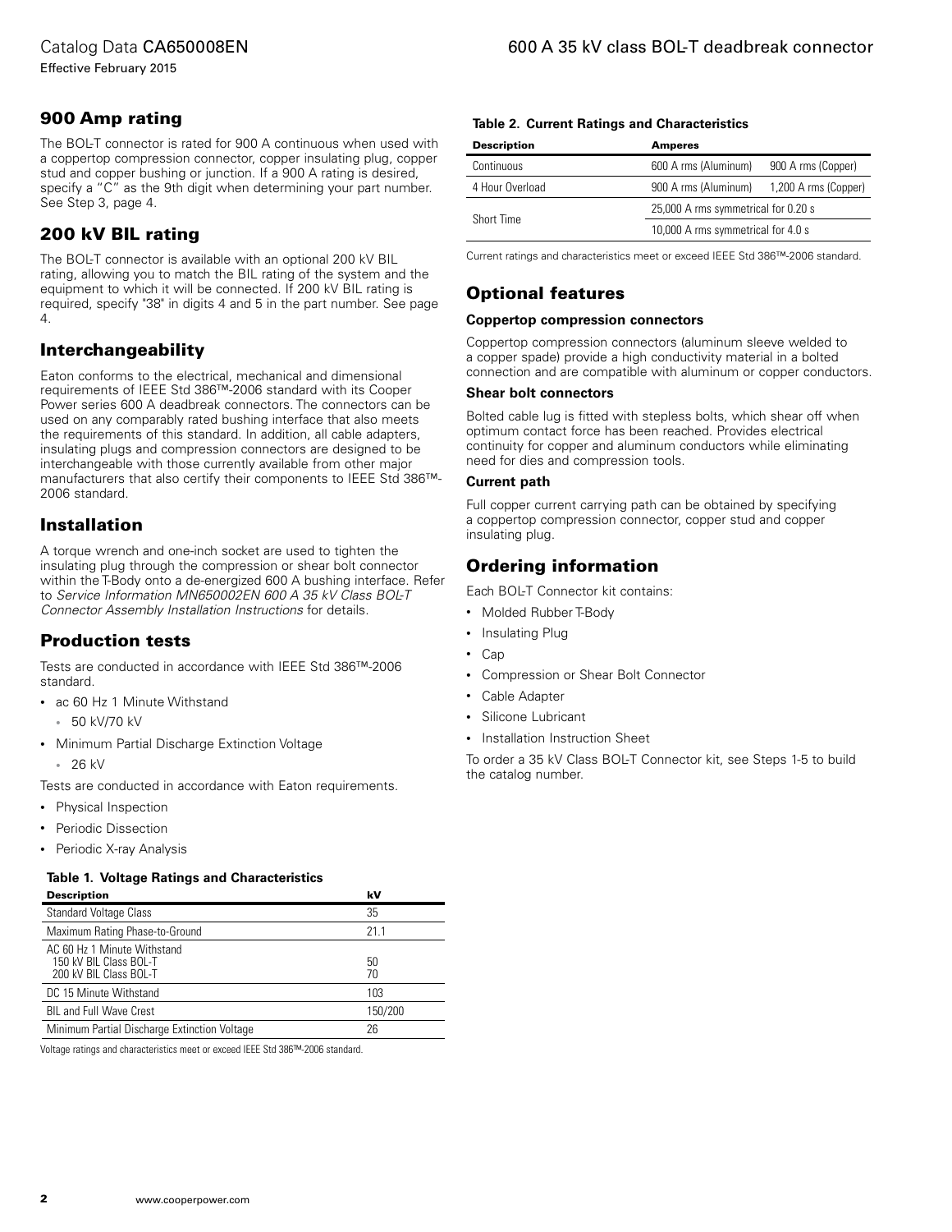## 900 Amp rating

The BOL-T connector is rated for 900 A continuous when used with a coppertop compression connector, copper insulating plug, copper stud and copper bushing or junction. If a 900 A rating is desired, specify a "C" as the 9th digit when determining your part number. See Step 3, page 4.

## 200 kV BIL rating

The BOL-T connector is available with an optional 200 kV BIL rating, allowing you to match the BIL rating of the system and the equipment to which it will be connected. If 200 kV BIL rating is required, specify "38" in digits 4 and 5 in the part number. See page 4.

## Interchangeability

Eaton conforms to the electrical, mechanical and dimensional requirements of IEEE Std 386™-2006 standard with its Cooper Power series 600 A deadbreak connectors. The connectors can be used on any comparably rated bushing interface that also meets the requirements of this standard. In addition, all cable adapters, insulating plugs and compression connectors are designed to be interchangeable with those currently available from other major manufacturers that also certify their components to IEEE Std 386™-2006 standard.

## Installation

A torque wrench and one-inch socket are used to tighten the insulating plug through the compression or shear bolt connector within the T-Body onto a de-energized 600 A bushing interface. Refer to *Service Information MN650002EN 600 A 35 kV Class BOL-T Connector Assembly Installation Instructions* for details.

## Production tests

Tests are conducted in accordance with IEEE Std 386™-2006 standard.

- ac 60 Hz 1 Minute Withstand
  - 50 kV/70 kV
- Minimum Partial Discharge Extinction Voltage
  - 26 kV

Tests are conducted in accordance with Eaton requirements.

- Physical Inspection
- Periodic Dissection
- Periodic X-ray Analysis

**Table 1. Voltage Ratings and Characteristics**

| Description | kV |
|---|---|
| Standard Voltage Class | 35 |
| Maximum Rating Phase-to-Ground | 21.1 |
| AC 60 Hz 1 Minute Withstand<br>150 kV BIL Class BOL-T<br>200 kV BIL Class BOL-T | <br>50<br>70 |
| DC 15 Minute Withstand | 103 |
| BIL and Full Wave Crest | 150/200 |
| Minimum Partial Discharge Extinction Voltage | 26 |

Voltage ratings and characteristics meet or exceed IEEE Std 386™-2006 standard.

**Table 2. Current Ratings and Characteristics**

| Description | Amperes | |
|---|---|---|
| Continuous | 600 A rms (Aluminum) | 900 A rms (Copper) |
| 4 Hour Overload | 900 A rms (Aluminum) | 1,200 A rms (Copper) |
| Short Time | 25,000 A rms symmetrical for 0.20 s | |
| | 10,000 A rms symmetrical for 4.0 s | |

Current ratings and characteristics meet or exceed IEEE Std 386™-2006 standard.

## Optional features

### Coppertop compression connectors

Coppertop compression connectors (aluminum sleeve welded to a copper spade) provide a high conductivity material in a bolted connection and are compatible with aluminum or copper conductors.

### Shear bolt connectors

Bolted cable lug is fitted with stepless bolts, which shear off when optimum contact force has been reached. Provides electrical continuity for copper and aluminum conductors while eliminating need for dies and compression tools.

### Current path

Full copper current carrying path can be obtained by specifying a coppertop compression connector, copper stud and copper insulating plug.

## Ordering information

Each BOL-T Connector kit contains:

- Molded Rubber T-Body
- Insulating Plug
- Cap
- Compression or Shear Bolt Connector
- Cable Adapter
- Silicone Lubricant
- Installation Instruction Sheet

To order a 35 kV Class BOL-T Connector kit, see Steps 1-5 to build the catalog number.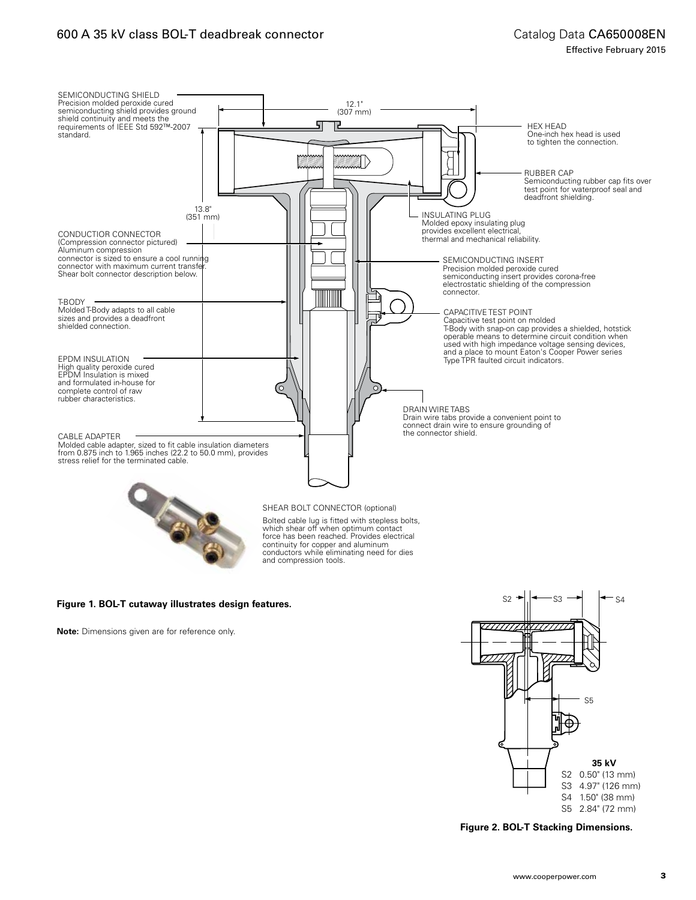SEMICONDUCTING SHIELD
Precision molded peroxide cured semiconducting shield provides ground shield continuity and meets the requirements of IEEE Std 592™-2007 standard.

12.1" (307 mm)

13.8" (351 mm)

HEX HEAD
One-inch hex head is used to tighten the connection.

RUBBER CAP
Semiconducting rubber cap fits over test point for waterproof seal and deadfront shielding.

INSULATING PLUG
Molded epoxy insulating plug provides excellent electrical, thermal and mechanical reliability.

CONDUCTIOR CONNECTOR
(Compression connector pictured)
Aluminum compression connector is sized to ensure a cool running connector with maximum current transfer. Shear bolt connector description below.

SEMICONDUCTING INSERT
Precision molded peroxide cured semiconducting insert provides corona-free electrostatic shielding of the compression connector.

T-BODY
Molded T-Body adapts to all cable sizes and provides a deadfront shielded connection.

CAPACITIVE TEST POINT
Capacitive test point on molded T-Body with snap-on cap provides a shielded, hotstick operable means to determine circuit condition when used with high impedance voltage sensing devices, and a place to mount Eaton's Cooper Power series Type TPR faulted circuit indicators.

EPDM INSULATION
High quality peroxide cured EPDM Insulation is mixed and formulated in-house for complete control of raw rubber characteristics.

DRAIN WIRE TABS
Drain wire tabs provide a convenient point to connect drain wire to ensure grounding of the connector shield.

CABLE ADAPTER
Molded cable adapter, sized to fit cable insulation diameters from 0.875 inch to 1.965 inches (22.2 to 50.0 mm), provides stress relief for the terminated cable.

SHEAR BOLT CONNECTOR (optional)

Bolted cable lug is fitted with stepless bolts, which shear off when optimum contact force has been reached. Provides electrical continuity for copper and aluminum conductors while eliminating need for dies and compression tools.

**Figure 1. BOL-T cutaway illustrates design features.**

**Note:** Dimensions given are for reference only.

| | 35 kV |
|---|---|
| S2 | 0.50" (13 mm) |
| S3 | 4.97" (126 mm) |
| S4 | 1.50" (38 mm) |
| S5 | 2.84" (72 mm) |

**Figure 2. BOL-T Stacking Dimensions.**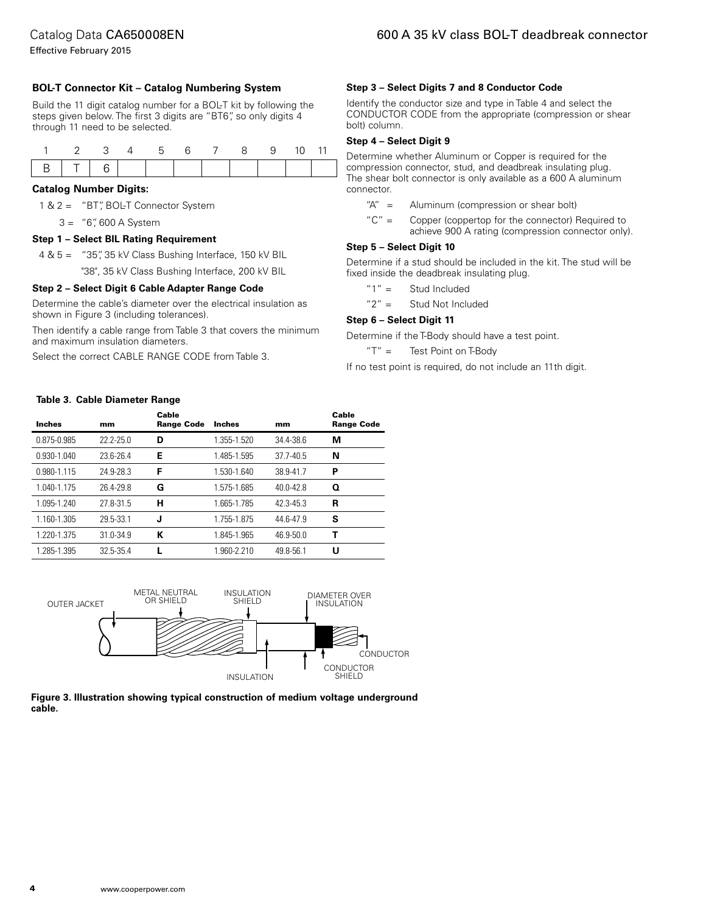## BOL-T Connector Kit – Catalog Numbering System

Build the 11 digit catalog number for a BOL-T kit by following the steps given below. The first 3 digits are "BT6", so only digits 4 through 11 need to be selected.

| 1 | 2 | 3 | 4 | 5 | 6 | 7 | 8 | 9 | 10 | 11 |
|---|---|---|---|---|---|---|---|---|---|---|
| B | T | 6 | | | | | | | | |

### Catalog Number Digits:

1 & 2 = "BT", BOL-T Connector System

3 = "6", 600 A System

### Step 1 – Select BIL Rating Requirement

4 & 5 = "35", 35 kV Class Bushing Interface, 150 kV BIL

"38", 35 kV Class Bushing Interface, 200 kV BIL

### Step 2 – Select Digit 6 Cable Adapter Range Code

Determine the cable's diameter over the electrical insulation as shown in Figure 3 (including tolerances).

Then identify a cable range from Table 3 that covers the minimum and maximum insulation diameters.

Select the correct CABLE RANGE CODE from Table 3.

### Step 3 – Select Digits 7 and 8 Conductor Code

Identify the conductor size and type in Table 4 and select the CONDUCTOR CODE from the appropriate (compression or shear bolt) column.

### Step 4 – Select Digit 9

Determine whether Aluminum or Copper is required for the compression connector, stud, and deadbreak insulating plug. The shear bolt connector is only available as a 600 A aluminum connector.

"A" = Aluminum (compression or shear bolt)

"C" = Copper (coppertop for the connector) Required to achieve 900 A rating (compression connector only).

### Step 5 – Select Digit 10

Determine if a stud should be included in the kit. The stud will be fixed inside the deadbreak insulating plug.

"1" = Stud Included

"2" = Stud Not Included

### Step 6 – Select Digit 11

Determine if the T-Body should have a test point.

"T" = Test Point on T-Body

If no test point is required, do not include an 11th digit.

**Table 3. Cable Diameter Range**

| Inches | mm | Cable Range Code | Inches | mm | Cable Range Code |
|---|---|---|---|---|---|
| 0.875-0.985 | 22.2-25.0 | **D** | 1.355-1.520 | 34.4-38.6 | **M** |
| 0.930-1.040 | 23.6-26.4 | **E** | 1.485-1.595 | 37.7-40.5 | **N** |
| 0.980-1.115 | 24.9-28.3 | **F** | 1.530-1.640 | 38.9-41.7 | **P** |
| 1.040-1.175 | 26.4-29.8 | **G** | 1.575-1.685 | 40.0-42.8 | **Q** |
| 1.095-1.240 | 27.8-31.5 | **H** | 1.665-1.785 | 42.3-45.3 | **R** |
| 1.160-1.305 | 29.5-33.1 | **J** | 1.755-1.875 | 44.6-47.9 | **S** |
| 1.220-1.375 | 31.0-34.9 | **K** | 1.845-1.965 | 46.9-50.0 | **T** |
| 1.285-1.395 | 32.5-35.4 | **L** | 1.960-2.210 | 49.8-56.1 | **U** |

OUTER JACKET, METAL NEUTRAL OR SHIELD, INSULATION SHIELD, DIAMETER OVER INSULATION, CONDUCTOR, CONDUCTOR SHIELD, INSULATION

**Figure 3. Illustration showing typical construction of medium voltage underground cable.**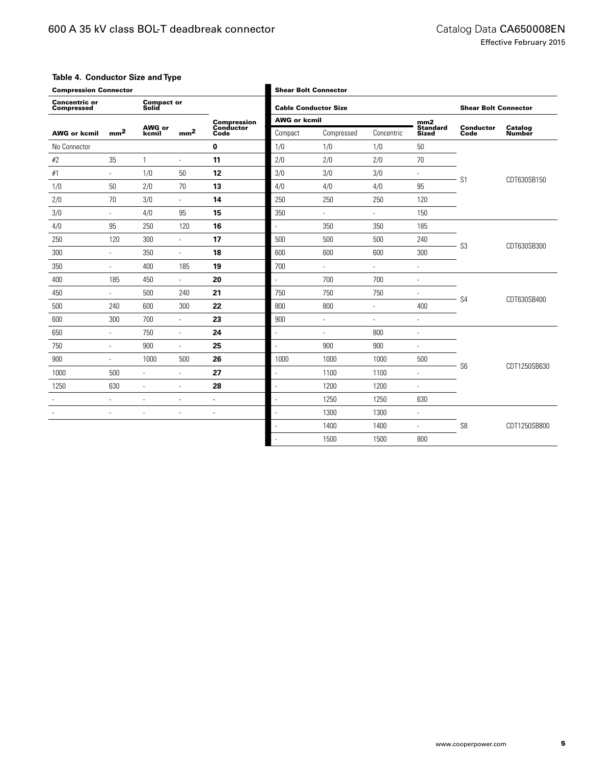**Table 4. Conductor Size and Type**

| Compression Connector | | | | | Shear Bolt Connector | | | | | |
|---|---|---|---|---|---|---|---|---|---|---|
| Concentric or Compressed | | Compact or Solid | | | Cable Conductor Size | | | | Shear Bolt Connector | |
| | | | | | AWG or kcmil | | | mm2 | | |
| AWG or kcmil | mm² | AWG or kcmil | mm² | Compression Conductor Code | Compact | Compressed | Concentric | Standard Sized | Conductor Code | Catalog Number |
| No Connector | | | | **0** | 1/0 | 1/0 | 1/0 | 50 | S1 | CDT630SB150 |
| #2 | 35 | 1 | - | **11** | 2/0 | 2/0 | 2/0 | 70 | S1 | CDT630SB150 |
| #1 | - | 1/0 | 50 | **12** | 3/0 | 3/0 | 3/0 | - | S1 | CDT630SB150 |
| 1/0 | 50 | 2/0 | 70 | **13** | 4/0 | 4/0 | 4/0 | 95 | S1 | CDT630SB150 |
| 2/0 | 70 | 3/0 | - | **14** | 250 | 250 | 250 | 120 | S1 | CDT630SB150 |
| 3/0 | - | 4/0 | 95 | **15** | 350 | - | - | 150 | S1 | CDT630SB150 |
| 4/0 | 95 | 250 | 120 | **16** | - | 350 | 350 | 185 | S3 | CDT630SB300 |
| 250 | 120 | 300 | - | **17** | 500 | 500 | 500 | 240 | S3 | CDT630SB300 |
| 300 | - | 350 | - | **18** | 600 | 600 | 600 | 300 | S3 | CDT630SB300 |
| 350 | - | 400 | 185 | **19** | 700 | - | - | - | S3 | CDT630SB300 |
| 400 | 185 | 450 | - | **20** | - | 700 | 700 | - | S4 | CDT630SB400 |
| 450 | - | 500 | 240 | **21** | 750 | 750 | 750 | - | S4 | CDT630SB400 |
| 500 | 240 | 600 | 300 | **22** | 800 | 800 | - | 400 | S4 | CDT630SB400 |
| 600 | 300 | 700 | - | **23** | 900 | - | - | - | S4 | CDT630SB400 |
| 650 | - | 750 | - | **24** | - | - | 800 | - | S6 | CDT1250SB630 |
| 750 | - | 900 | - | **25** | - | 900 | 900 | - | S6 | CDT1250SB630 |
| 900 | - | 1000 | 500 | **26** | 1000 | 1000 | 1000 | 500 | S6 | CDT1250SB630 |
| 1000 | 500 | - | - | **27** | - | 1100 | 1100 | - | S6 | CDT1250SB630 |
| 1250 | 630 | - | - | **28** | - | 1200 | 1200 | - | S6 | CDT1250SB630 |
| - | - | - | - | - | - | 1250 | 1250 | 630 | S6 | CDT1250SB630 |
| - | - | - | - | - | - | 1300 | 1300 | - | S8 | CDT1250SB800 |
| | | | | | - | 1400 | 1400 | - | S8 | CDT1250SB800 |
| | | | | | - | 1500 | 1500 | 800 | S8 | CDT1250SB800 |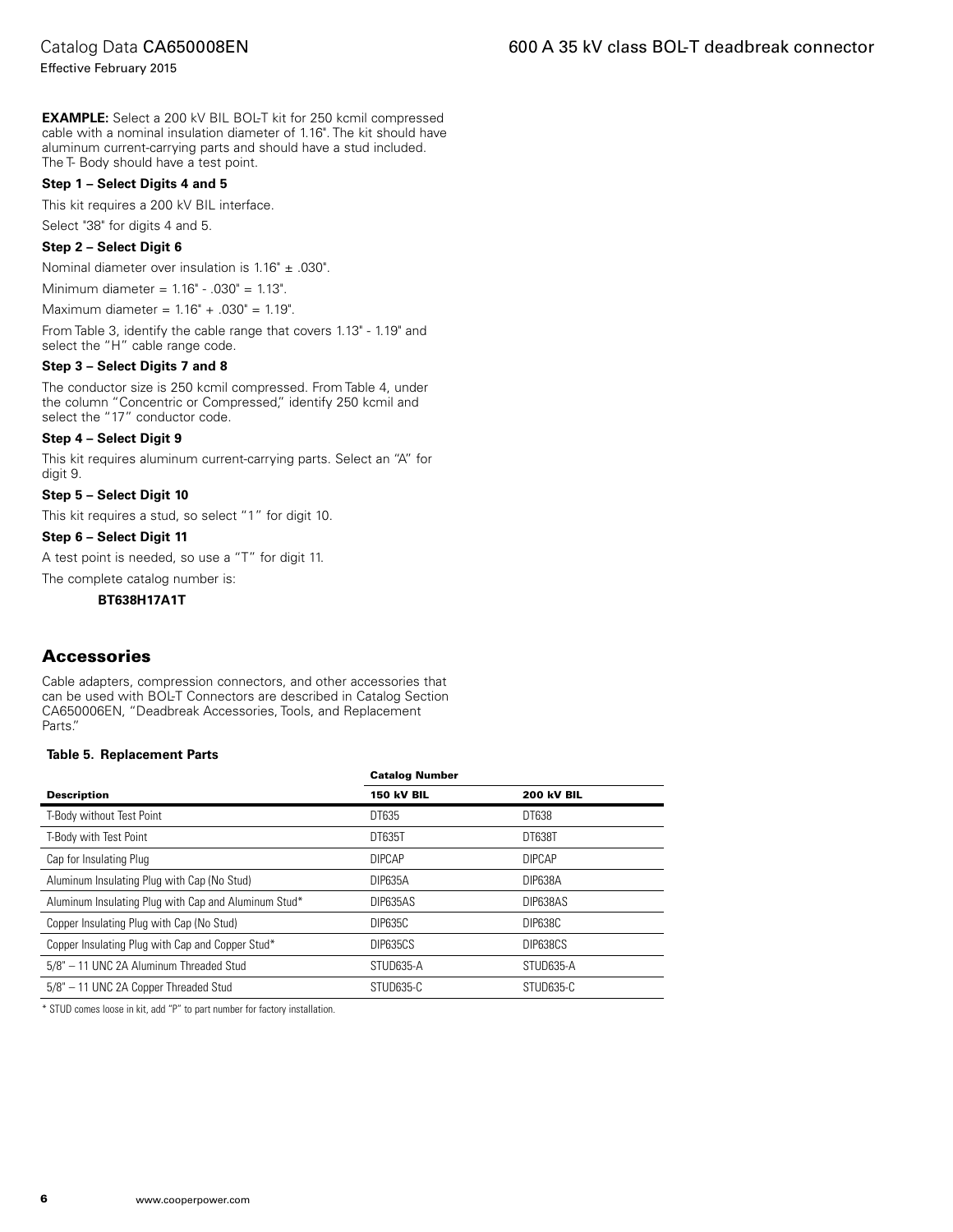**EXAMPLE:** Select a 200 kV BIL BOL-T kit for 250 kcmil compressed cable with a nominal insulation diameter of 1.16". The kit should have aluminum current-carrying parts and should have a stud included. The T- Body should have a test point.

**Step 1 – Select Digits 4 and 5**

This kit requires a 200 kV BIL interface.

Select "38" for digits 4 and 5.

**Step 2 – Select Digit 6**

Nominal diameter over insulation is 1.16" ± .030".

Minimum diameter = 1.16" - .030" = 1.13".

Maximum diameter = 1.16" + .030" = 1.19".

From Table 3, identify the cable range that covers 1.13" - 1.19" and select the "H" cable range code.

**Step 3 – Select Digits 7 and 8**

The conductor size is 250 kcmil compressed. From Table 4, under the column "Concentric or Compressed," identify 250 kcmil and select the "17" conductor code.

**Step 4 – Select Digit 9**

This kit requires aluminum current-carrying parts. Select an "A" for digit 9.

**Step 5 – Select Digit 10**

This kit requires a stud, so select "1" for digit 10.

**Step 6 – Select Digit 11**

A test point is needed, so use a "T" for digit 11.

The complete catalog number is:

**BT638H17A1T**

## Accessories

Cable adapters, compression connectors, and other accessories that can be used with BOL-T Connectors are described in Catalog Section CA650006EN, "Deadbreak Accessories, Tools, and Replacement Parts."

**Table 5. Replacement Parts**

| | Catalog Number | |
|---|---|---|
| **Description** | **150 kV BIL** | **200 kV BIL** |
| T-Body without Test Point | DT635 | DT638 |
| T-Body with Test Point | DT635T | DT638T |
| Cap for Insulating Plug | DIPCAP | DIPCAP |
| Aluminum Insulating Plug with Cap (No Stud) | DIP635A | DIP638A |
| Aluminum Insulating Plug with Cap and Aluminum Stud* | DIP635AS | DIP638AS |
| Copper Insulating Plug with Cap (No Stud) | DIP635C | DIP638C |
| Copper Insulating Plug with Cap and Copper Stud* | DIP635CS | DIP638CS |
| 5/8" – 11 UNC 2A Aluminum Threaded Stud | STUD635-A | STUD635-A |
| 5/8" – 11 UNC 2A Copper Threaded Stud | STUD635-C | STUD635-C |

* STUD comes loose in kit, add "P" to part number for factory installation.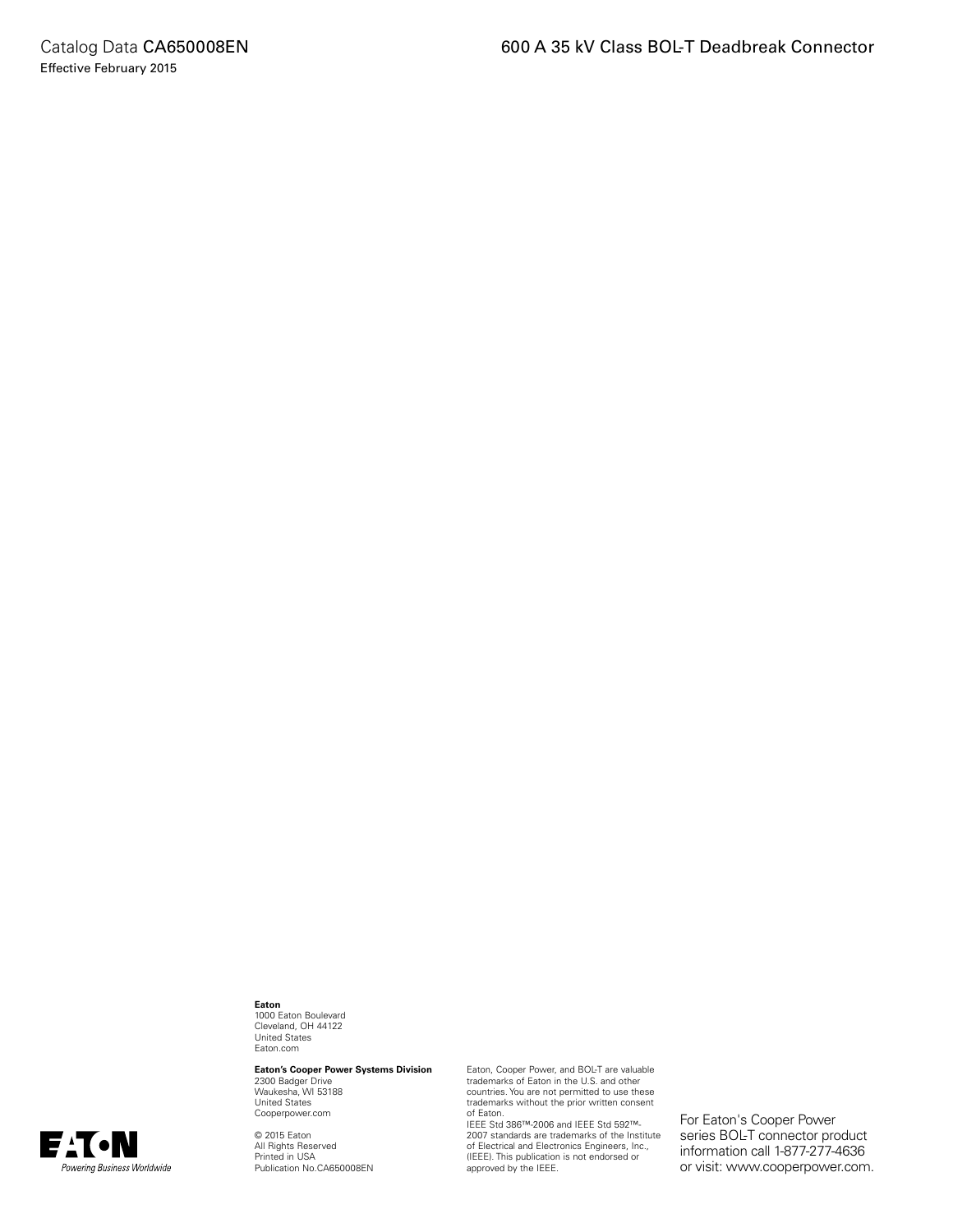**Eaton**
1000 Eaton Boulevard
Cleveland, OH 44122
United States
Eaton.com

**Eaton's Cooper Power Systems Division**
2300 Badger Drive
Waukesha, WI 53188
United States
Cooperpower.com

© 2015 Eaton
All Rights Reserved
Printed in USA
Publication No.CA650008EN

Eaton, Cooper Power, and BOL-T are valuable trademarks of Eaton in the U.S. and other countries. You are not permitted to use these trademarks without the prior written consent of Eaton.
IEEE Std 386™-2006 and IEEE Std 592™-2007 standards are trademarks of the Institute of Electrical and Electronics Engineers, Inc., (IEEE). This publication is not endorsed or approved by the IEEE.

For Eaton's Cooper Power series BOL-T connector product information call 1-877-277-4636 or visit: www.cooperpower.com.

EATON
Powering Business Worldwide